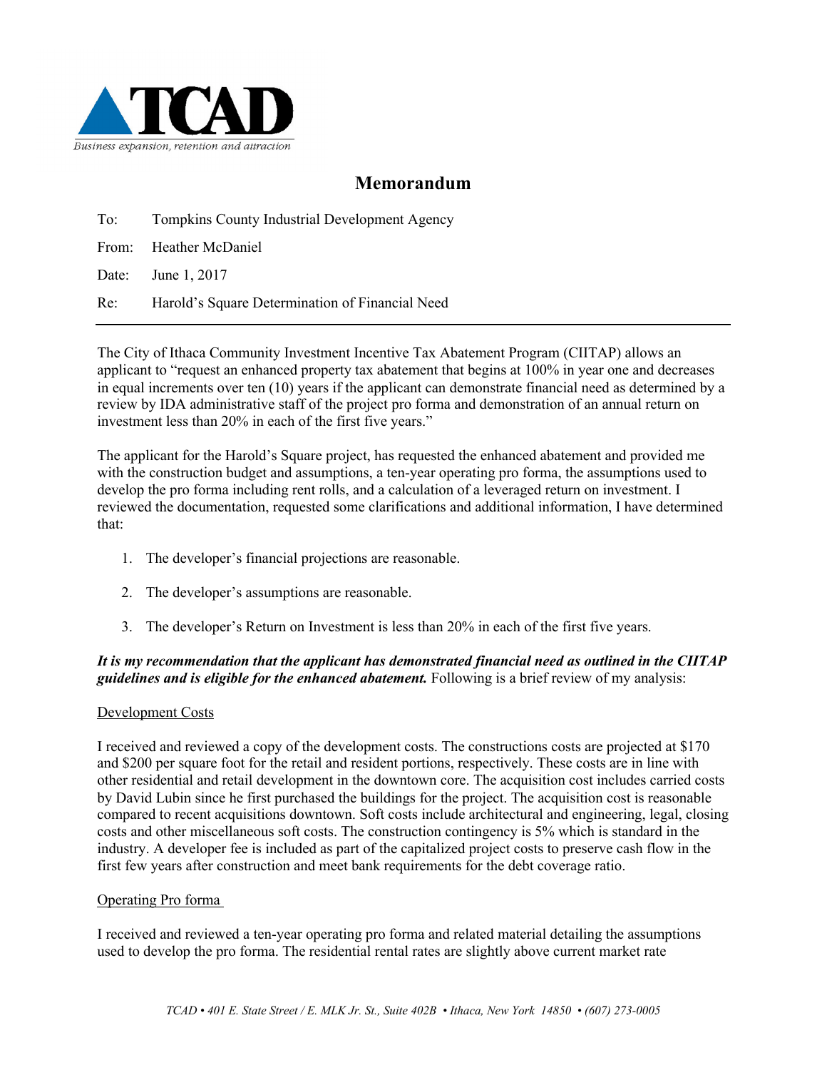TCAD

*Business expansion, retention and attraction*

# Memorandum

To: Tompkins County Industrial Development Agency

From: Heather McDaniel

Date: June 1, 2017

Re: Harold's Square Determination of Financial Need

---

The City of Ithaca Community Investment Incentive Tax Abatement Program (CIITAP) allows an applicant to "request an enhanced property tax abatement that begins at 100% in year one and decreases in equal increments over ten (10) years if the applicant can demonstrate financial need as determined by a review by IDA administrative staff of the project pro forma and demonstration of an annual return on investment less than 20% in each of the first five years."

The applicant for the Harold's Square project, has requested the enhanced abatement and provided me with the construction budget and assumptions, a ten-year operating pro forma, the assumptions used to develop the pro forma including rent rolls, and a calculation of a leveraged return on investment. I reviewed the documentation, requested some clarifications and additional information, I have determined that:

1. The developer's financial projections are reasonable.
2. The developer's assumptions are reasonable.
3. The developer's Return on Investment is less than 20% in each of the first five years.

***It is my recommendation that the applicant has demonstrated financial need as outlined in the CIITAP guidelines and is eligible for the enhanced abatement.*** Following is a brief review of my analysis:

Development Costs

I received and reviewed a copy of the development costs. The constructions costs are projected at $170 and $200 per square foot for the retail and resident portions, respectively. These costs are in line with other residential and retail development in the downtown core. The acquisition cost includes carried costs by David Lubin since he first purchased the buildings for the project. The acquisition cost is reasonable compared to recent acquisitions downtown. Soft costs include architectural and engineering, legal, closing costs and other miscellaneous soft costs. The construction contingency is 5% which is standard in the industry. A developer fee is included as part of the capitalized project costs to preserve cash flow in the first few years after construction and meet bank requirements for the debt coverage ratio.

Operating Pro forma

I received and reviewed a ten-year operating pro forma and related material detailing the assumptions used to develop the pro forma. The residential rental rates are slightly above current market rate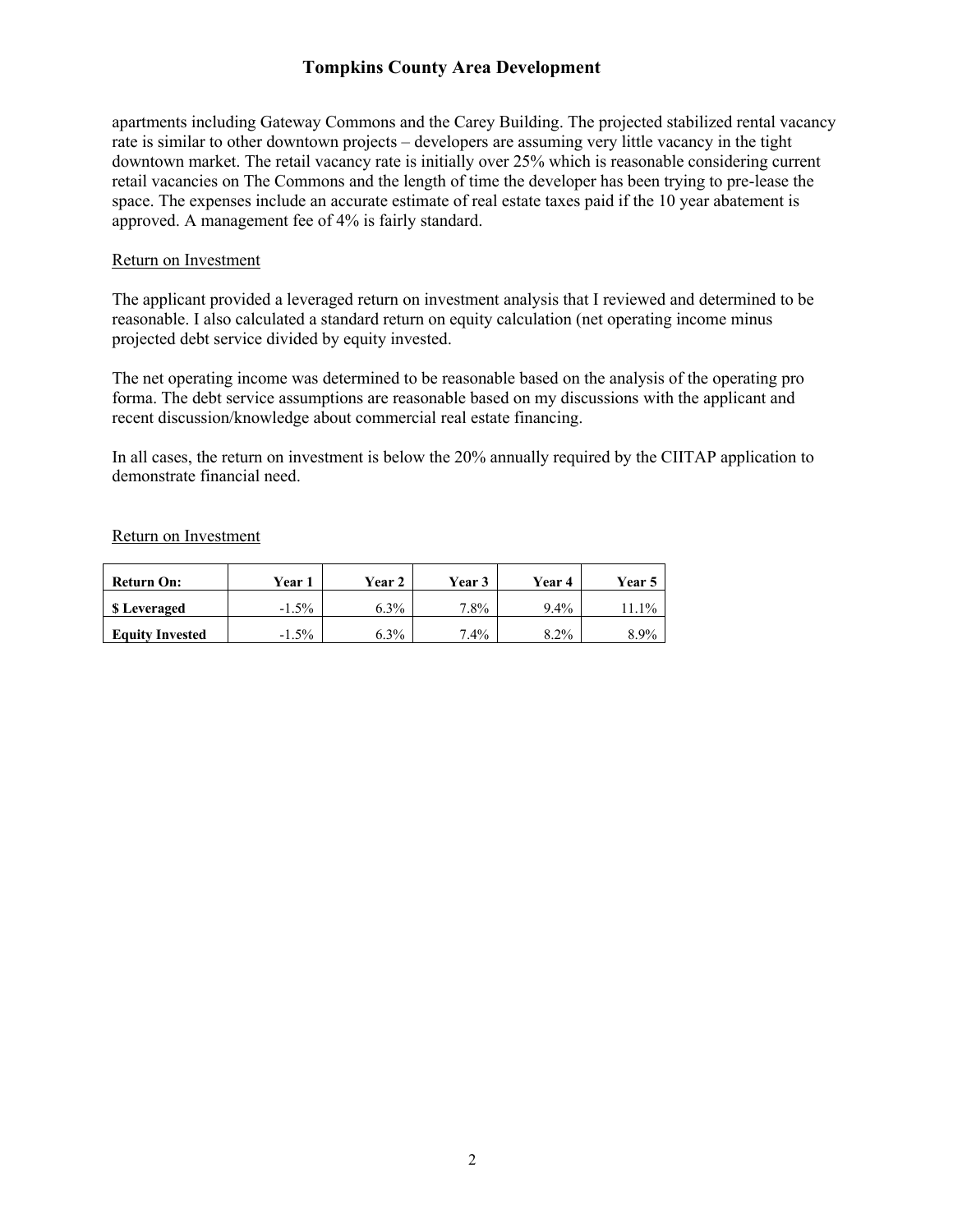apartments including Gateway Commons and the Carey Building. The projected stabilized rental vacancy rate is similar to other downtown projects – developers are assuming very little vacancy in the tight downtown market. The retail vacancy rate is initially over 25% which is reasonable considering current retail vacancies on The Commons and the length of time the developer has been trying to pre-lease the space. The expenses include an accurate estimate of real estate taxes paid if the 10 year abatement is approved. A management fee of 4% is fairly standard.

Return on Investment

The applicant provided a leveraged return on investment analysis that I reviewed and determined to be reasonable. I also calculated a standard return on equity calculation (net operating income minus projected debt service divided by equity invested.

The net operating income was determined to be reasonable based on the analysis of the operating pro forma. The debt service assumptions are reasonable based on my discussions with the applicant and recent discussion/knowledge about commercial real estate financing.

In all cases, the return on investment is below the 20% annually required by the CIITAP application to demonstrate financial need.

Return on Investment

| Return On: | Year 1 | Year 2 | Year 3 | Year 4 | Year 5 |
|---|---|---|---|---|---|
| **$ Leveraged** | -1.5% | 6.3% | 7.8% | 9.4% | 11.1% |
| **Equity Invested** | -1.5% | 6.3% | 7.4% | 8.2% | 8.9% |